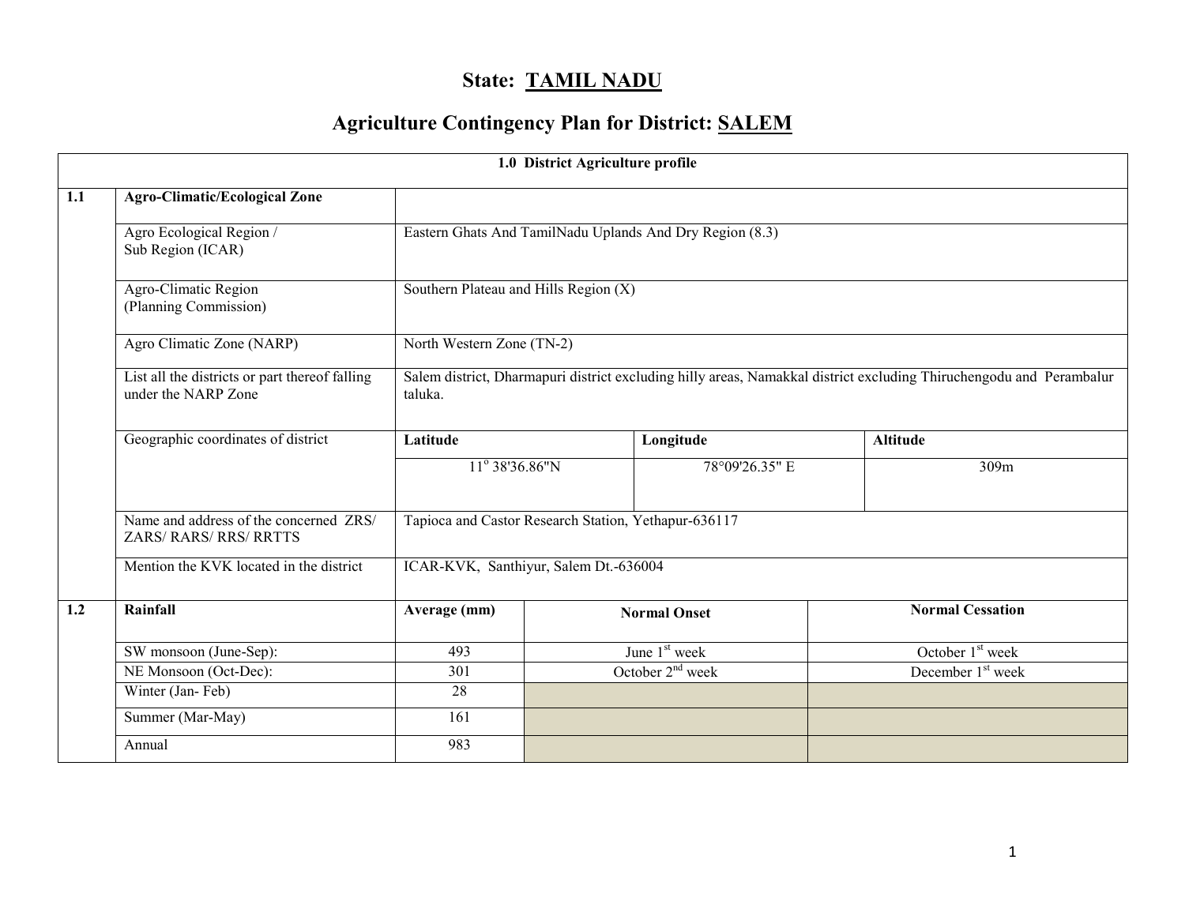# State: TAMIL NADU

## Agriculture Contingency Plan for District: SALEM

| 1.0 District Agriculture profile | | | | | |
|---|---|---|---|---|---|
| **1.1** | **Agro-Climatic/Ecological Zone** | | | | |
| | Agro Ecological Region / Sub Region (ICAR) | Eastern Ghats And TamilNadu Uplands And Dry Region (8.3) | | | |
| | Agro-Climatic Region (Planning Commission) | Southern Plateau and Hills Region (X) | | | |
| | Agro Climatic Zone (NARP) | North Western Zone (TN-2) | | | |
| | List all the districts or part thereof falling under the NARP Zone | Salem district, Dharmapuri district excluding hilly areas, Namakkal district excluding Thiruchengodu and Perambalur taluka. | | | |
| | Geographic coordinates of district | **Latitude** | | **Longitude** | **Altitude** |
| | | 11° 38'36.86"N | | 78°09'26.35" E | 309m |
| | Name and address of the concerned ZRS/ ZARS/ RARS/ RRS/ RRTTS | Tapioca and Castor Research Station, Yethapur-636117 | | | |
| | Mention the KVK located in the district | ICAR-KVK, Santhiyur, Salem Dt.-636004 | | | |
| **1.2** | **Rainfall** | **Average (mm)** | **Normal Onset** | | **Normal Cessation** |
| | SW monsoon (June-Sep): | 493 | June 1st week | | October 1st week |
| | NE Monsoon (Oct-Dec): | 301 | October 2nd week | | December 1st week |
| | Winter (Jan- Feb) | 28 | | | |
| | Summer (Mar-May) | 161 | | | |
| | Annual | 983 | | | |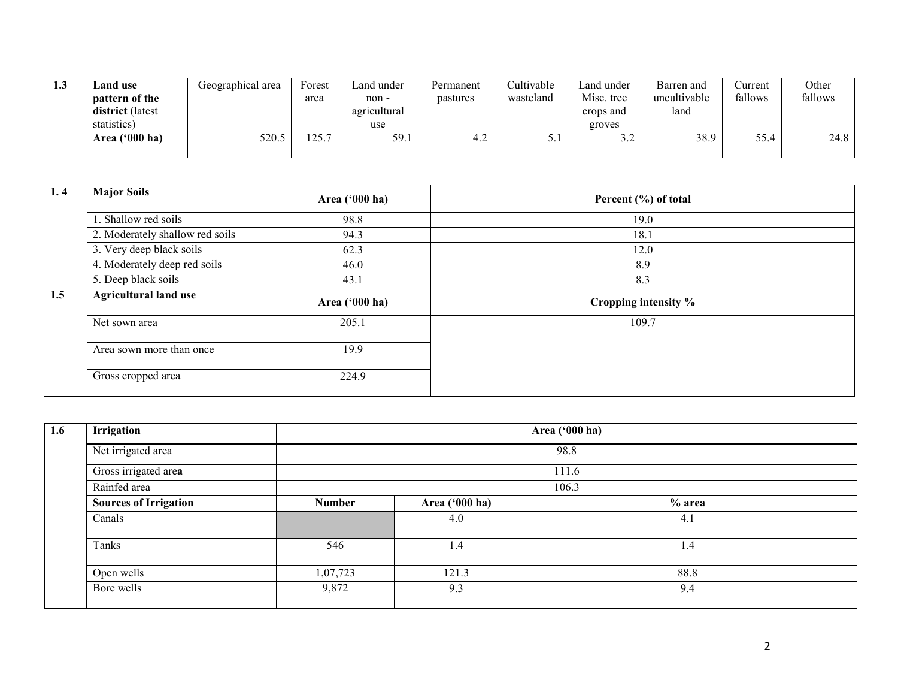| 1.3 | Land use pattern of the district (latest statistics) | Geographical area | Forest area | Land under non - agricultural use | Permanent pastures | Cultivable wasteland | Land under Misc. tree crops and groves | Barren and uncultivable land | Current fallows | Other fallows |
|---|---|---|---|---|---|---|---|---|---|---|
| | **Area ('000 ha)** | 520.5 | 125.7 | 59.1 | 4.2 | 5.1 | 3.2 | 38.9 | 55.4 | 24.8 |

| 1. 4 | Major Soils | Area ('000 ha) | Percent (%) of total |
|---|---|---|---|
| | 1. Shallow red soils | 98.8 | 19.0 |
| | 2. Moderately shallow red soils | 94.3 | 18.1 |
| | 3. Very deep black soils | 62.3 | 12.0 |
| | 4. Moderately deep red soils | 46.0 | 8.9 |
| | 5. Deep black soils | 43.1 | 8.3 |
| **1.5** | **Agricultural land use** | **Area ('000 ha)** | **Cropping intensity %** |
| | Net sown area | 205.1 | 109.7 |
| | Area sown more than once | 19.9 | |
| | Gross cropped area | 224.9 | |

| 1.6 | Irrigation | Area ('000 ha) | | |
|---|---|---|---|---|
| | Net irrigated area | 98.8 | | |
| | Gross irrigated area | 111.6 | | |
| | Rainfed area | 106.3 | | |
| | **Sources of Irrigation** | **Number** | **Area ('000 ha)** | **% area** |
| | Canals | | 4.0 | 4.1 |
| | Tanks | 546 | 1.4 | 1.4 |
| | Open wells | 1,07,723 | 121.3 | 88.8 |
| | Bore wells | 9,872 | 9.3 | 9.4 |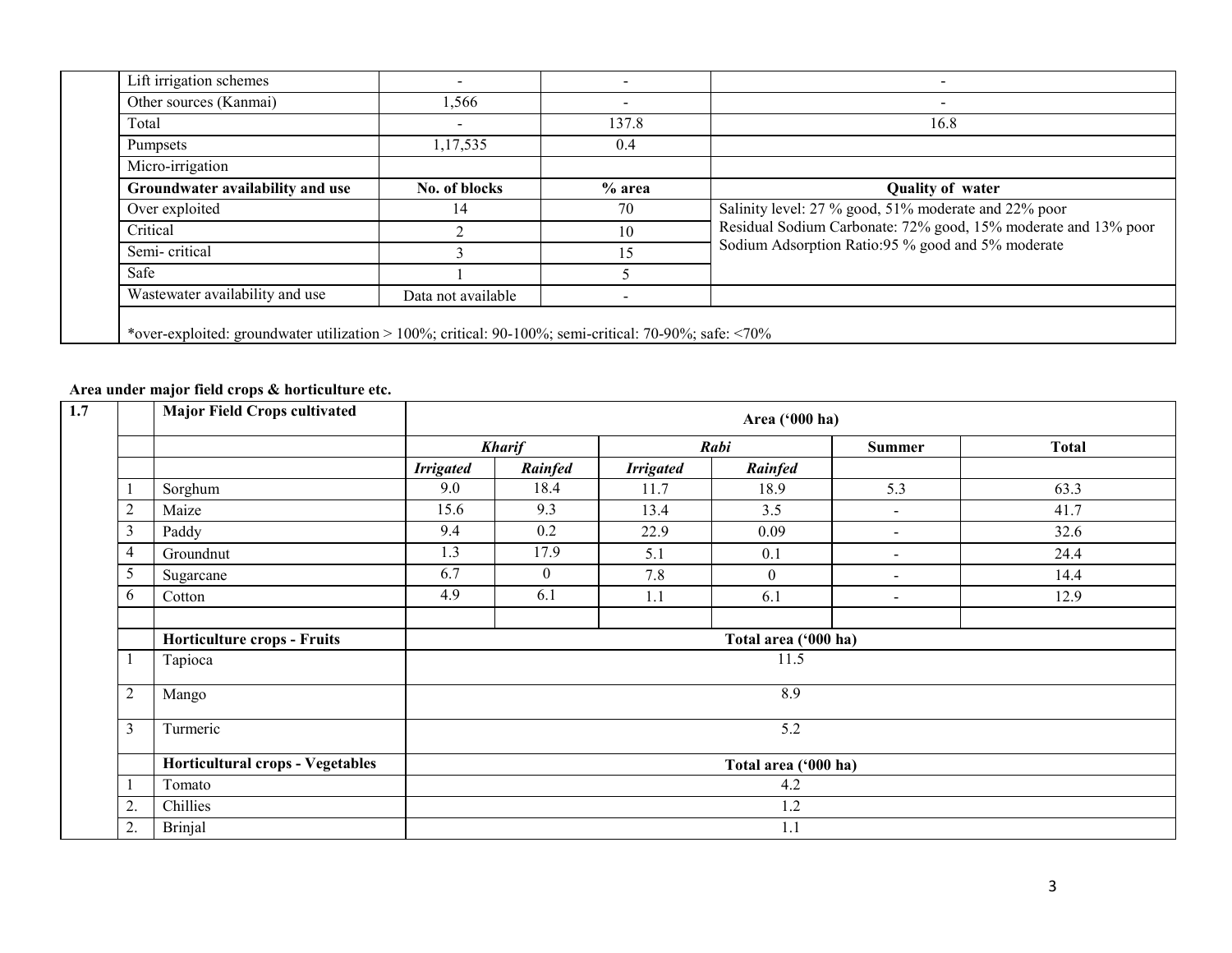| | | | | |
|---|---|---|---|---|
| | Lift irrigation schemes | - | - | - |
| | Other sources (Kanmai) | 1,566 | - | - |
| | Total | - | 137.8 | 16.8 |
| | Pumpsets | 1,17,535 | 0.4 | |
| | Micro-irrigation | | | |
| | **Groundwater availability and use** | **No. of blocks** | **% area** | **Quality of water** |
| | Over exploited | 14 | 70 | Salinity level: 27 % good, 51% moderate and 22% poor<br>Residual Sodium Carbonate: 72% good, 15% moderate and 13% poor<br>Sodium Adsorption Ratio:95 % good and 5% moderate |
| | Critical | 2 | 10 | |
| | Semi- critical | 3 | 15 | |
| | Safe | 1 | 5 | |
| | Wastewater availability and use | Data not available | - | |
| | *over-exploited: groundwater utilization > 100%; critical: 90-100%; semi-critical: 70-90%; safe: <70% | | | |

**Area under major field crops & horticulture etc.**

| 1.7 | | Major Field Crops cultivated | Area ('000 ha) | | | | | |
|---|---|---|---|---|---|---|---|---|
| | | | ***Kharif*** | | ***Rabi*** | | **Summer** | **Total** |
| | | | ***Irrigated*** | ***Rainfed*** | ***Irrigated*** | ***Rainfed*** | | |
| | 1 | Sorghum | 9.0 | 18.4 | 11.7 | 18.9 | 5.3 | 63.3 |
| | 2 | Maize | 15.6 | 9.3 | 13.4 | 3.5 | - | 41.7 |
| | 3 | Paddy | 9.4 | 0.2 | 22.9 | 0.09 | - | 32.6 |
| | 4 | Groundnut | 1.3 | 17.9 | 5.1 | 0.1 | - | 24.4 |
| | 5 | Sugarcane | 6.7 | 0 | 7.8 | 0 | - | 14.4 |
| | 6 | Cotton | 4.9 | 6.1 | 1.1 | 6.1 | - | 12.9 |
| | | | | | | | | |
| | | **Horticulture crops - Fruits** | **Total area ('000 ha)** | | | | | |
| | 1 | Tapioca | 11.5 | | | | | |
| | 2 | Mango | 8.9 | | | | | |
| | 3 | Turmeric | 5.2 | | | | | |
| | | **Horticultural crops - Vegetables** | **Total area ('000 ha)** | | | | | |
| | 1 | Tomato | 4.2 | | | | | |
| | 2. | Chillies | 1.2 | | | | | |
| | 2. | Brinjal | 1.1 | | | | | |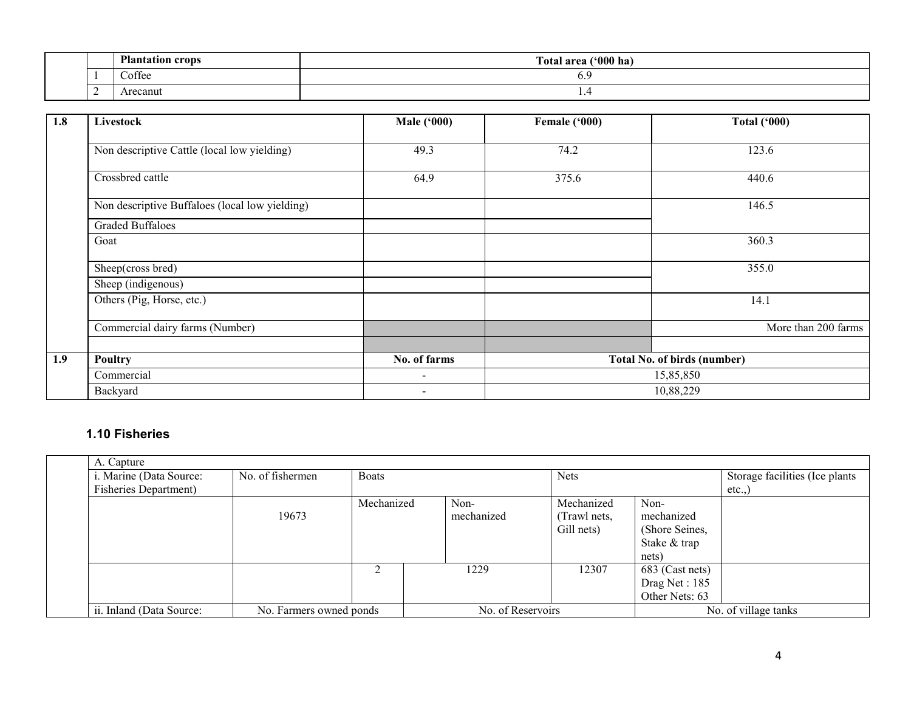| | | Plantation crops | Total area ('000 ha) |
|---|---|---|---|
| | 1 | Coffee | 6.9 |
| | 2 | Arecanut | 1.4 |

| 1.8 | Livestock | Male ('000) | Female ('000) | Total ('000) |
|---|---|---|---|---|
| | Non descriptive Cattle (local low yielding) | 49.3 | 74.2 | 123.6 |
| | Crossbred cattle | 64.9 | 375.6 | 440.6 |
| | Non descriptive Buffaloes (local low yielding) | | | 146.5 |
| | Graded Buffaloes | | | |
| | Goat | | | 360.3 |
| | Sheep(cross bred) | | | 355.0 |
| | Sheep (indigenous) | | | |
| | Others (Pig, Horse, etc.) | | | 14.1 |
| | Commercial dairy farms (Number) | | | More than 200 farms |
| | | | | |
| **1.9** | **Poultry** | **No. of farms** | **Total No. of birds (number)** | |
| | Commercial | - | 15,85,850 | |
| | Backyard | - | 10,88,229 | |

### 1.10 Fisheries

| | A. Capture | | | | | | |
|---|---|---|---|---|---|---|---|
| | i. Marine (Data Source: Fisheries Department) | No. of fishermen | Boats | | Nets | | Storage facilities (Ice plants etc.,) |
| | | 19673 | Mechanized | Non-mechanized | Mechanized (Trawl nets, Gill nets) | Non-mechanized (Shore Seines, Stake & trap nets) | |
| | | | 2 | 1229 | 12307 | 683 (Cast nets) Drag Net : 185 Other Nets: 63 | |
| | ii. Inland (Data Source: | No. Farmers owned ponds | | No. of Reservoirs | | No. of village tanks | |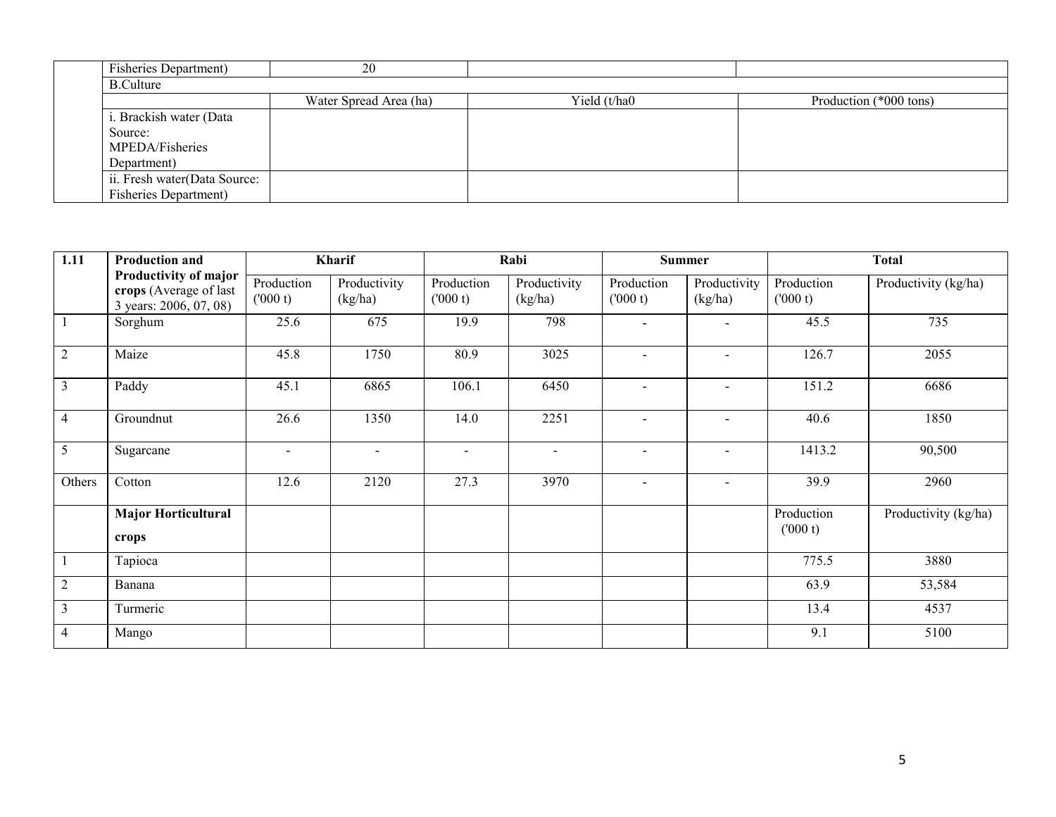| | Fisheries Department) | 20 | | |
|---|---|---|---|---|
| | B.Culture | | | |
| | | Water Spread Area (ha) | Yield (t/ha0 | Production (*000 tons) |
| | i. Brackish water (Data Source: MPEDA/Fisheries Department) | | | |
| | ii. Fresh water(Data Source: Fisheries Department) | | | |

| 1.11 | Production and Productivity of major crops (Average of last 3 years: 2006, 07, 08) | Kharif | | Rabi | | Summer | | Total | |
|---|---|---|---|---|---|---|---|---|---|
| | | Production ('000 t) | Productivity (kg/ha) | Production ('000 t) | Productivity (kg/ha) | Production ('000 t) | Productivity (kg/ha) | Production ('000 t) | Productivity (kg/ha) |
| 1 | Sorghum | 25.6 | 675 | 19.9 | 798 | - | - | 45.5 | 735 |
| 2 | Maize | 45.8 | 1750 | 80.9 | 3025 | - | - | 126.7 | 2055 |
| 3 | Paddy | 45.1 | 6865 | 106.1 | 6450 | - | - | 151.2 | 6686 |
| 4 | Groundnut | 26.6 | 1350 | 14.0 | 2251 | - | - | 40.6 | 1850 |
| 5 | Sugarcane | - | - | - | - | - | - | 1413.2 | 90,500 |
| Others | Cotton | 12.6 | 2120 | 27.3 | 3970 | - | - | 39.9 | 2960 |
| | **Major Horticultural crops** | | | | | | | Production ('000 t) | Productivity (kg/ha) |
| 1 | Tapioca | | | | | | | 775.5 | 3880 |
| 2 | Banana | | | | | | | 63.9 | 53,584 |
| 3 | Turmeric | | | | | | | 13.4 | 4537 |
| 4 | Mango | | | | | | | 9.1 | 5100 |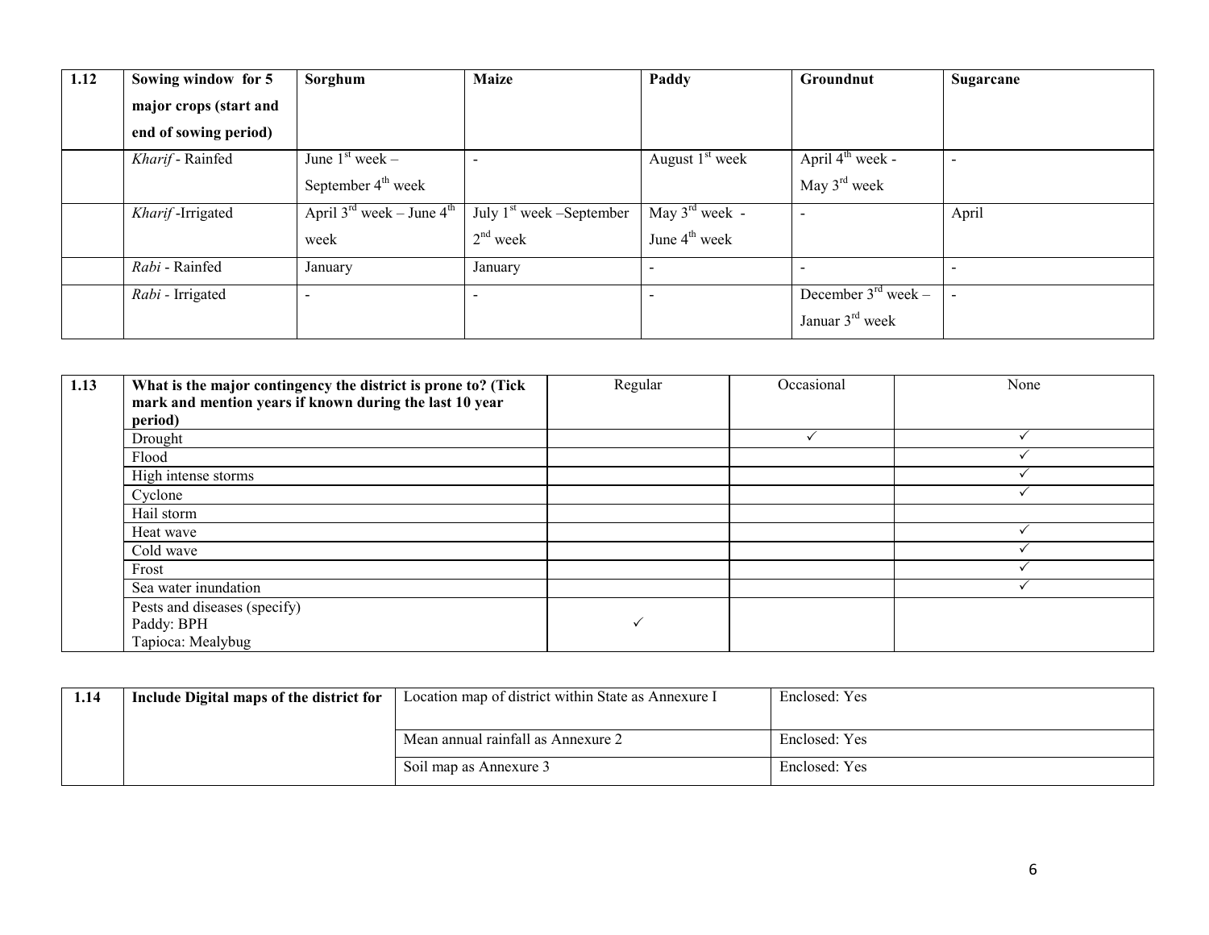| 1.12 | Sowing window for 5 major crops (start and end of sowing period) | Sorghum | Maize | Paddy | Groundnut | Sugarcane |
|---|---|---|---|---|---|---|
| | *Kharif* - Rainfed | June 1st week – September 4th week | - | August 1st week | April 4th week - May 3rd week | - |
| | *Kharif* -Irrigated | April 3rd week – June 4th week | July 1st week –September 2nd week | May 3rd week - June 4th week | - | April |
| | *Rabi* - Rainfed | January | January | - | - | - |
| | *Rabi* - Irrigated | - | - | - | December 3rd week – Januar 3rd week | - |

| 1.13 | What is the major contingency the district is prone to? (Tick mark and mention years if known during the last 10 year period) | Regular | Occasional | None |
|---|---|---|---|---|
| | Drought | | ✓ | ✓ |
| | Flood | | | ✓ |
| | High intense storms | | | ✓ |
| | Cyclone | | | ✓ |
| | Hail storm | | | |
| | Heat wave | | | ✓ |
| | Cold wave | | | ✓ |
| | Frost | | | ✓ |
| | Sea water inundation | | | ✓ |
| | Pests and diseases (specify) Paddy: BPH Tapioca: Mealybug | ✓ | | |

| 1.14 | Include Digital maps of the district for | Location map of district within State as Annexure I | Enclosed: Yes |
|---|---|---|---|
| | | Mean annual rainfall as Annexure 2 | Enclosed: Yes |
| | | Soil map as Annexure 3 | Enclosed: Yes |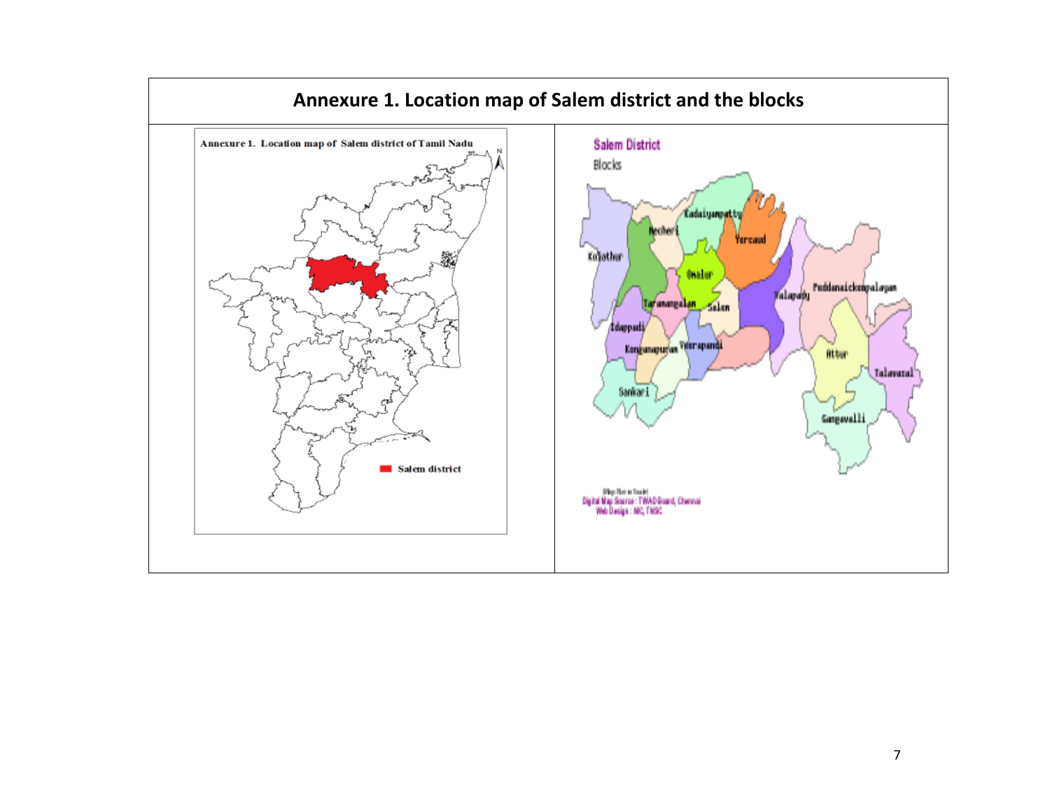# Annexure 1. Location map of Salem district and the blocks

| Annexure 1. Location map of Salem district of Tamil Nadu | Salem District Blocks |
| --- | --- |
| Salem district | Kolathur, Mecheri, Kadaiyampatty, Yercaud, Omalur, Taramangalam, Salem, Valapady, Peddanaickenpalayam, Idappadi, Konganapuram, Veerapandi, Attur, Talavasal, Sankari, Gangavalli |
| | (Map Not to Scale) Digital Map Source : TWAD Board, Chennai Web Design : NIC, TNSC |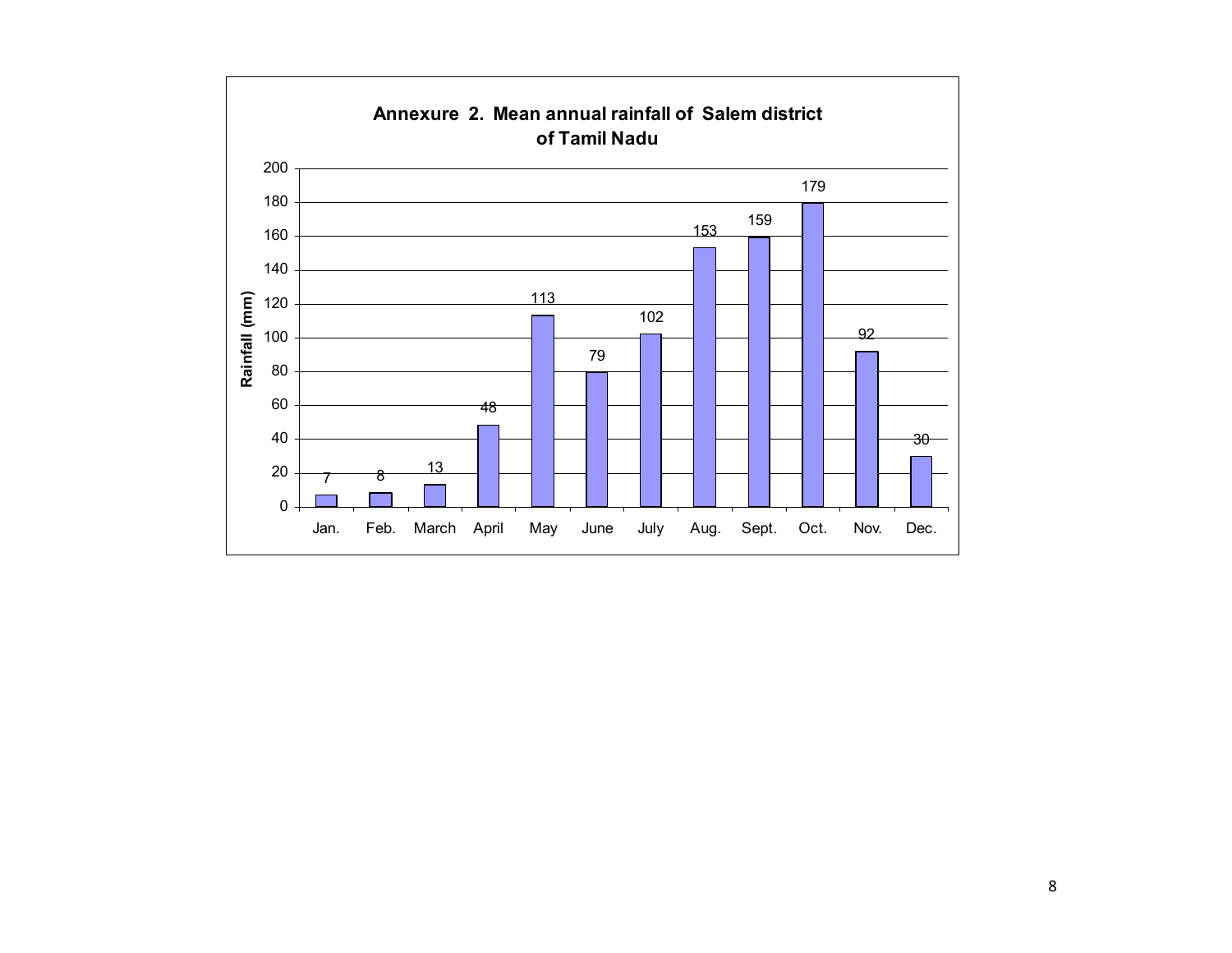**Annexure 2. Mean annual rainfall of Salem district of Tamil Nadu**

| Month | Rainfall (mm) |
|---|---|
| Jan. | 7 |
| Feb. | 8 |
| March | 13 |
| April | 48 |
| May | 113 |
| June | 79 |
| July | 102 |
| Aug. | 153 |
| Sept. | 159 |
| Oct. | 179 |
| Nov. | 92 |
| Dec. | 30 |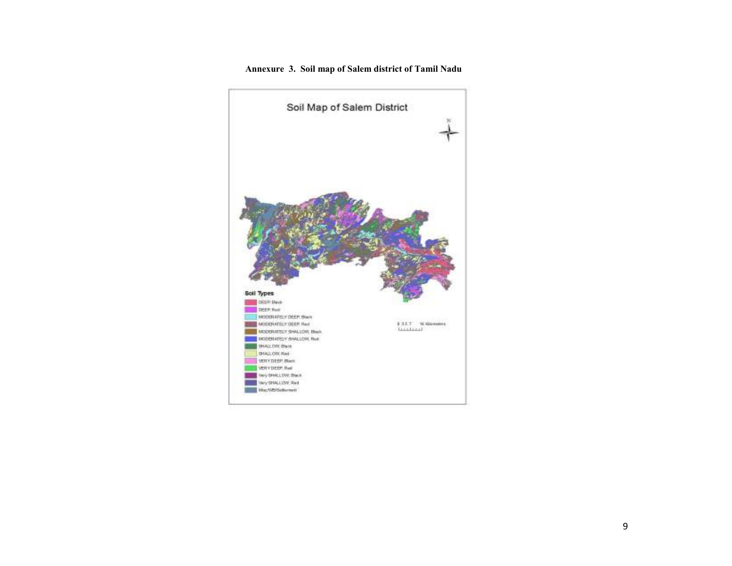**Annexure 3. Soil map of Salem district of Tamil Nadu**

Soil Map of Salem District

**Soil Types**

- DEEP Black
- DEEP Red
- MODERATELY DEEP Black
- MODERATELY DEEP Red
- MODERATELY SHALLOW Black
- MODERATELY SHALLOW Red
- SHALLOW Black
- SHALLOW Red
- VERY DEEP Black
- VERY DEEP Red
- Very SHALLOW Black
- Very SHALLOW Red
- Misc/WB/Settlement

0 3.5 7 14 Kilometers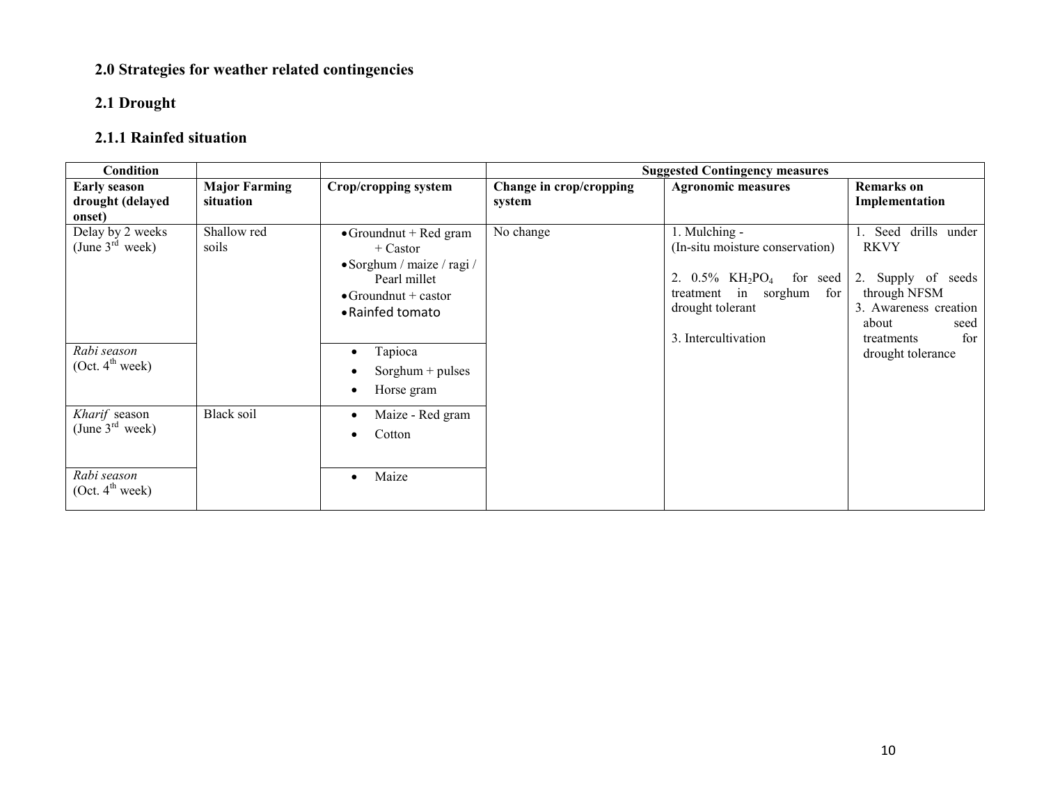## 2.0 Strategies for weather related contingencies

### 2.1 Drought

#### 2.1.1 Rainfed situation

| Condition | | | Suggested Contingency measures | | |
|---|---|---|---|---|---|
| **Early season drought (delayed onset)** | **Major Farming situation** | **Crop/cropping system** | **Change in crop/cropping system** | **Agronomic measures** | **Remarks on Implementation** |
| Delay by 2 weeks (June 3rd week) | Shallow red soils | • Groundnut + Red gram + Castor<br>• Sorghum / maize / ragi / Pearl millet<br>• Groundnut + castor<br>• Rainfed tomato | No change | 1. Mulching - (In-situ moisture conservation)<br><br>2. 0.5% $KH_2PO_4$ for seed treatment in sorghum for drought tolerant<br><br>3. Intercultivation | 1. Seed drills under RKVY<br><br>2. Supply of seeds through NFSM<br>3. Awareness creation about seed treatments for drought tolerance |
| *Rabi season* (Oct. 4th week) | | • Tapioca<br>• Sorghum + pulses<br>• Horse gram | | | |
| *Kharif* season (June 3rd week) | Black soil | • Maize - Red gram<br>• Cotton | | | |
| *Rabi season* (Oct. 4th week) | | • Maize | | | |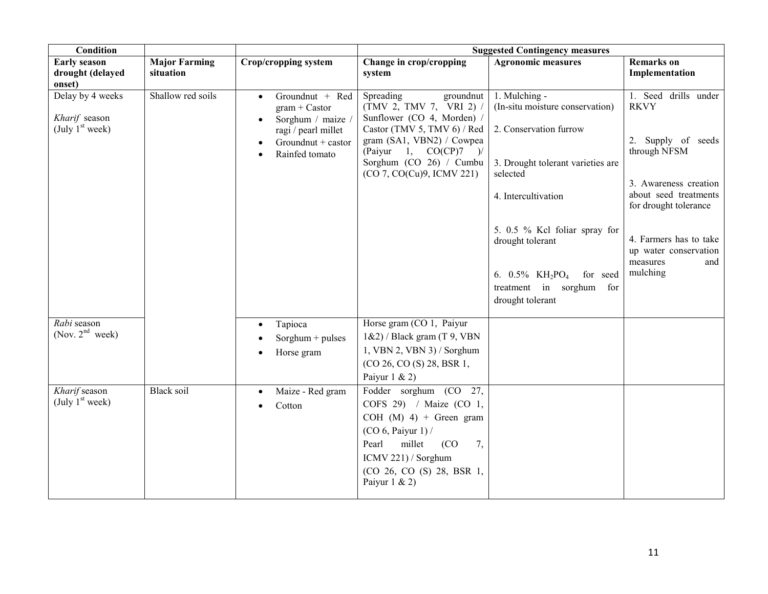| Condition | | | Suggested Contingency measures | | |
|---|---|---|---|---|---|
| **Early season drought (delayed onset)** | **Major Farming situation** | **Crop/cropping system** | **Change in crop/cropping system** | **Agronomic measures** | **Remarks on Implementation** |
| Delay by 4 weeks<br><br>*Kharif* season (July 1st week) | Shallow red soils | • Groundnut + Red gram + Castor<br>• Sorghum / maize / ragi / pearl millet<br>• Groundnut + castor<br>• Rainfed tomato | Spreading groundnut (TMV 2, TMV 7, VRI 2) / Sunflower (CO 4, Morden) / Castor (TMV 5, TMV 6) / Red gram (SA1, VBN2) / Cowpea (Paiyur 1, CO(CP)7 )/ Sorghum (CO 26) / Cumbu (CO 7, CO(Cu)9, ICMV 221) | 1. Mulching - (In-situ moisture conservation)<br><br>2. Conservation furrow<br><br>3. Drought tolerant varieties are selected<br><br>4. Intercultivation<br><br>5. 0.5 % Kcl foliar spray for drought tolerant<br><br>6. 0.5% $KH_2PO_4$ for seed treatment in sorghum for drought tolerant | 1. Seed drills under RKVY<br><br>2. Supply of seeds through NFSM<br><br>3. Awareness creation about seed treatments for drought tolerance<br><br>4. Farmers has to take up water conservation measures and mulching |
| *Rabi* season (Nov. 2nd week) | | • Tapioca<br>• Sorghum + pulses<br>• Horse gram | Horse gram (CO 1, Paiyur 1&2) / Black gram (T 9, VBN 1, VBN 2, VBN 3) / Sorghum (CO 26, CO (S) 28, BSR 1, Paiyur 1 & 2) | | |
| *Kharif* season (July 1st week) | Black soil | • Maize - Red gram<br>• Cotton | Fodder sorghum (CO 27, COFS 29) / Maize (CO 1, COH (M) 4) + Green gram (CO 6, Paiyur 1) /<br>Pearl millet (CO 7, ICMV 221) / Sorghum (CO 26, CO (S) 28, BSR 1, Paiyur 1 & 2) | | |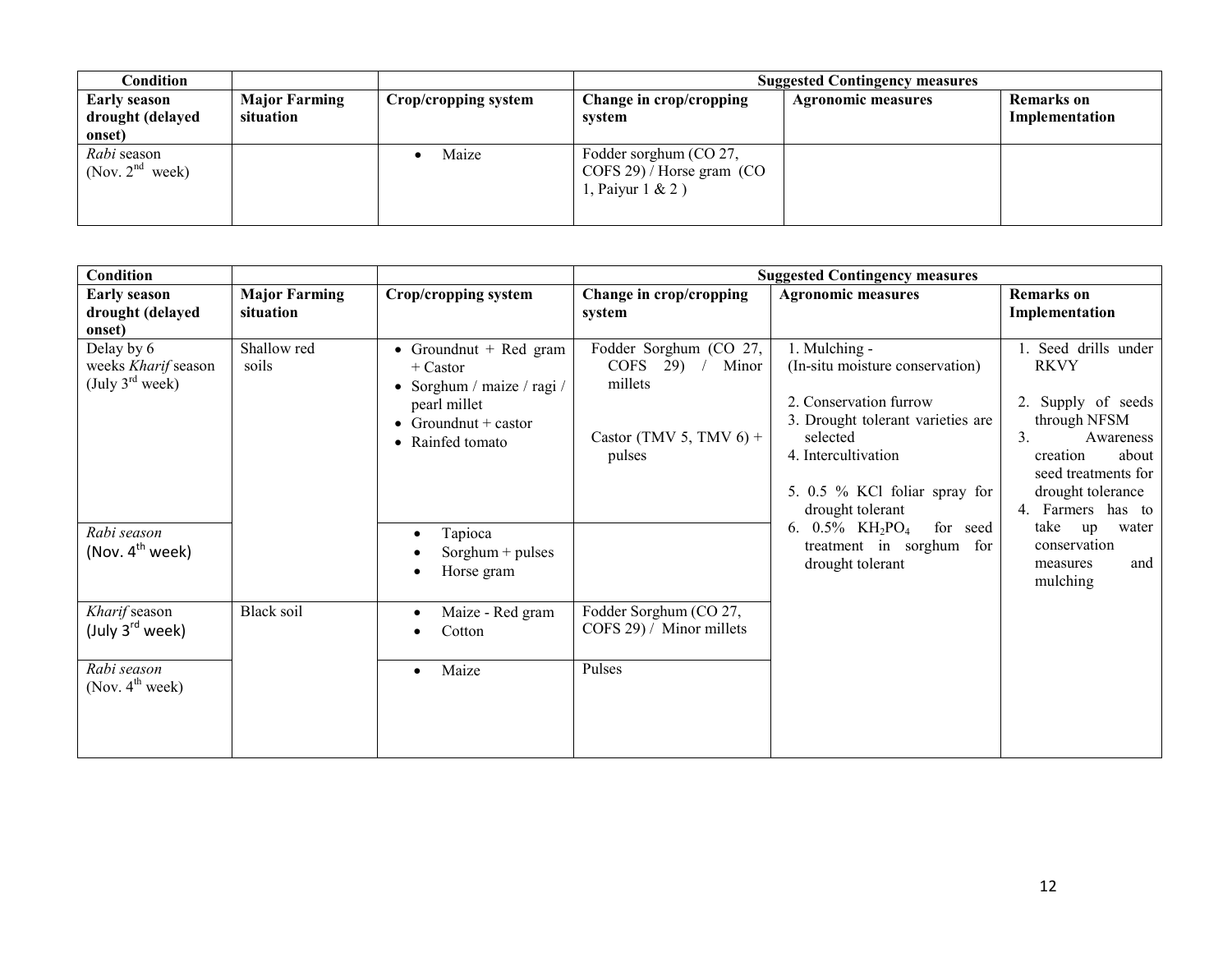| Condition | | | Suggested Contingency measures | | |
|---|---|---|---|---|---|
| **Early season drought (delayed onset)** | **Major Farming situation** | **Crop/cropping system** | **Change in crop/cropping system** | **Agronomic measures** | **Remarks on Implementation** |
| *Rabi* season (Nov. 2[nd] week) | | • Maize | Fodder sorghum (CO 27, COFS 29) / Horse gram (CO 1, Paiyur 1 & 2 ) | | |

| Condition | | | Suggested Contingency measures | | |
|---|---|---|---|---|---|
| **Early season drought (delayed onset)** | **Major Farming situation** | **Crop/cropping system** | **Change in crop/cropping system** | **Agronomic measures** | **Remarks on Implementation** |
| Delay by 6 weeks *Kharif* season (July 3[rd] week) | Shallow red soils | • Groundnut + Red gram + Castor<br>• Sorghum / maize / ragi / pearl millet<br>• Groundnut + castor<br>• Rainfed tomato | Fodder Sorghum (CO 27, COFS 29) / Minor millets<br><br>Castor (TMV 5, TMV 6) + pulses | 1. Mulching - (In-situ moisture conservation)<br>2. Conservation furrow<br>3. Drought tolerant varieties are selected<br>4. Intercultivation<br>5. 0.5 % KCl foliar spray for drought tolerant<br>6. 0.5% $KH_2PO_4$ for seed treatment in sorghum for drought tolerant | 1. Seed drills under RKVY<br>2. Supply of seeds through NFSM<br>3. Awareness creation about seed treatments for drought tolerance<br>4. Farmers has to take up water conservation measures and mulching |
| *Rabi season* (Nov. 4[th] week) | | • Tapioca<br>• Sorghum + pulses<br>• Horse gram | | | |
| *Kharif* season (July 3[rd] week) | Black soil | • Maize - Red gram<br>• Cotton | Fodder Sorghum (CO 27, COFS 29) / Minor millets | | |
| *Rabi season* (Nov. 4[th] week) | | • Maize | Pulses | | |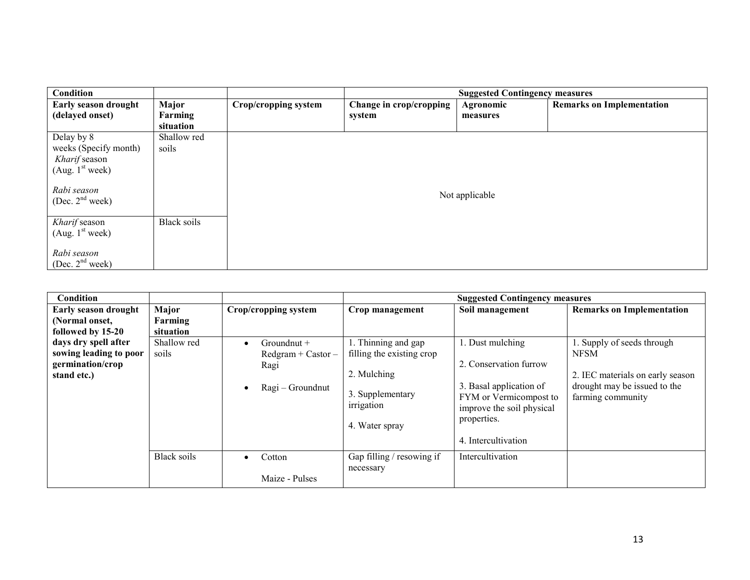| Condition | | | Suggested Contingency measures | | |
|---|---|---|---|---|---|
| **Early season drought (delayed onset)** | **Major Farming situation** | **Crop/cropping system** | **Change in crop/cropping system** | **Agronomic measures** | **Remarks on Implementation** |
| Delay by 8 weeks (Specify month) *Kharif* season (Aug. 1st week) *Rabi season* (Dec. 2nd week) | Shallow red soils | Not applicable | | | |
| *Kharif* season (Aug. 1st week) *Rabi season* (Dec. 2nd week) | Black soils | | | | |

| Condition | | | Suggested Contingency measures | | |
|---|---|---|---|---|---|
| **Early season drought (Normal onset, followed by 15-20 days dry spell after sowing leading to poor germination/crop stand etc.)** | **Major Farming situation** | **Crop/cropping system** | **Crop management** | **Soil management** | **Remarks on Implementation** |
| | Shallow red soils | • Groundnut + Redgram + Castor – Ragi<br>• Ragi – Groundnut | 1. Thinning and gap filling the existing crop<br>2. Mulching<br>3. Supplementary irrigation<br>4. Water spray | 1. Dust mulching<br>2. Conservation furrow<br>3. Basal application of FYM or Vermicompost to improve the soil physical properties.<br>4. Intercultivation | 1. Supply of seeds through NFSM<br>2. IEC materials on early season drought may be issued to the farming community |
| | Black soils | • Cotton<br>Maize - Pulses | Gap filling / resowing if necessary | Intercultivation | |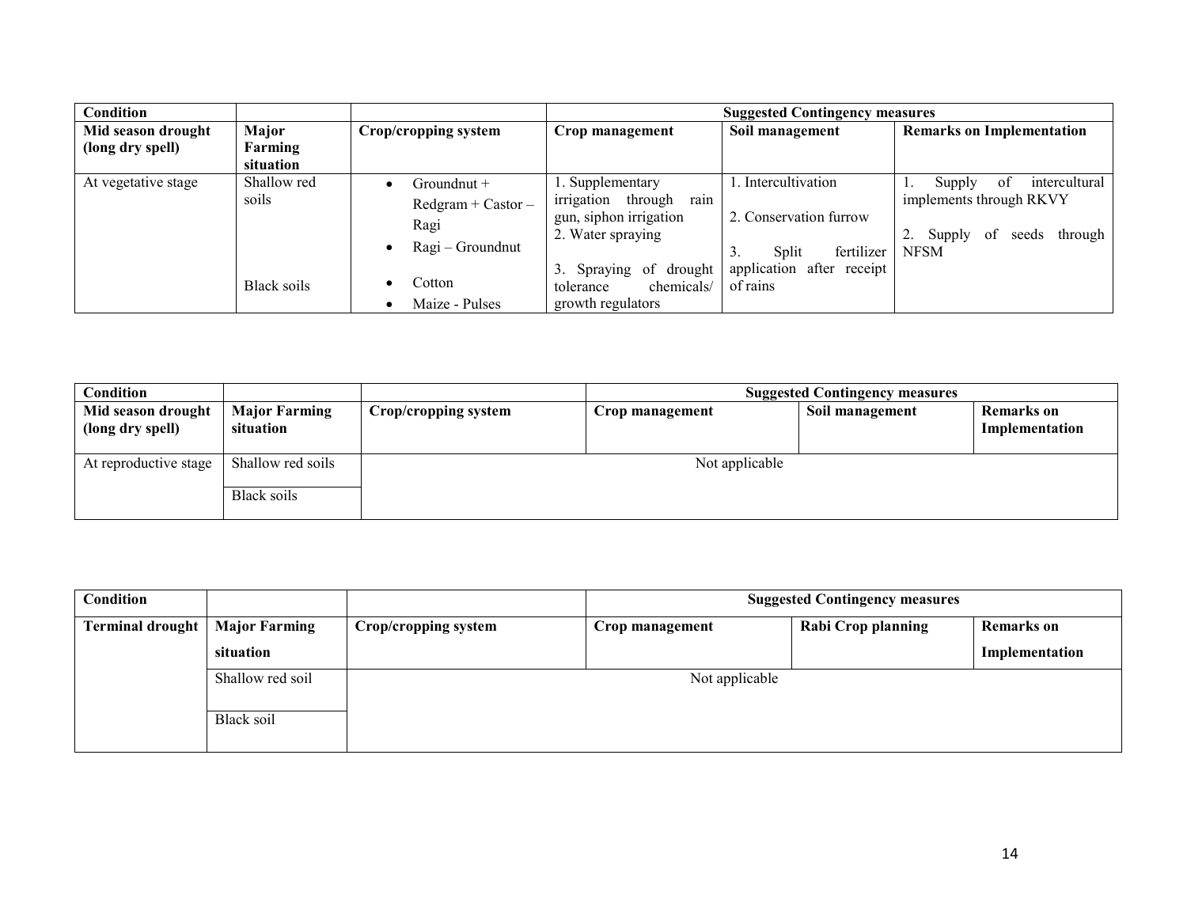| Condition | | | Suggested Contingency measures | | |
|---|---|---|---|---|---|
| **Mid season drought (long dry spell)** | **Major Farming situation** | **Crop/cropping system** | **Crop management** | **Soil management** | **Remarks on Implementation** |
| At vegetative stage | Shallow red soils | • Groundnut + Redgram + Castor – Ragi<br>• Ragi – Groundnut | 1. Supplementary irrigation through rain gun, siphon irrigation<br>2. Water spraying<br>3. Spraying of drought tolerance chemicals/ growth regulators | 1. Intercultivation<br>2. Conservation furrow<br>3. Split fertilizer application after receipt of rains | 1. Supply of intercultural implements through RKVY<br>2. Supply of seeds through NFSM |
| | Black soils | • Cotton<br>• Maize - Pulses | | | |

| Condition | | | Suggested Contingency measures | | |
|---|---|---|---|---|---|
| **Mid season drought (long dry spell)** | **Major Farming situation** | **Crop/cropping system** | **Crop management** | **Soil management** | **Remarks on Implementation** |
| At reproductive stage | Shallow red soils | Not applicable | | | |
| | Black soils | | | | |

| Condition | | | Suggested Contingency measures | | |
|---|---|---|---|---|---|
| **Terminal drought** | **Major Farming situation** | **Crop/cropping system** | **Crop management** | **Rabi Crop planning** | **Remarks on Implementation** |
| | Shallow red soil | Not applicable | | | |
| | Black soil | | | | |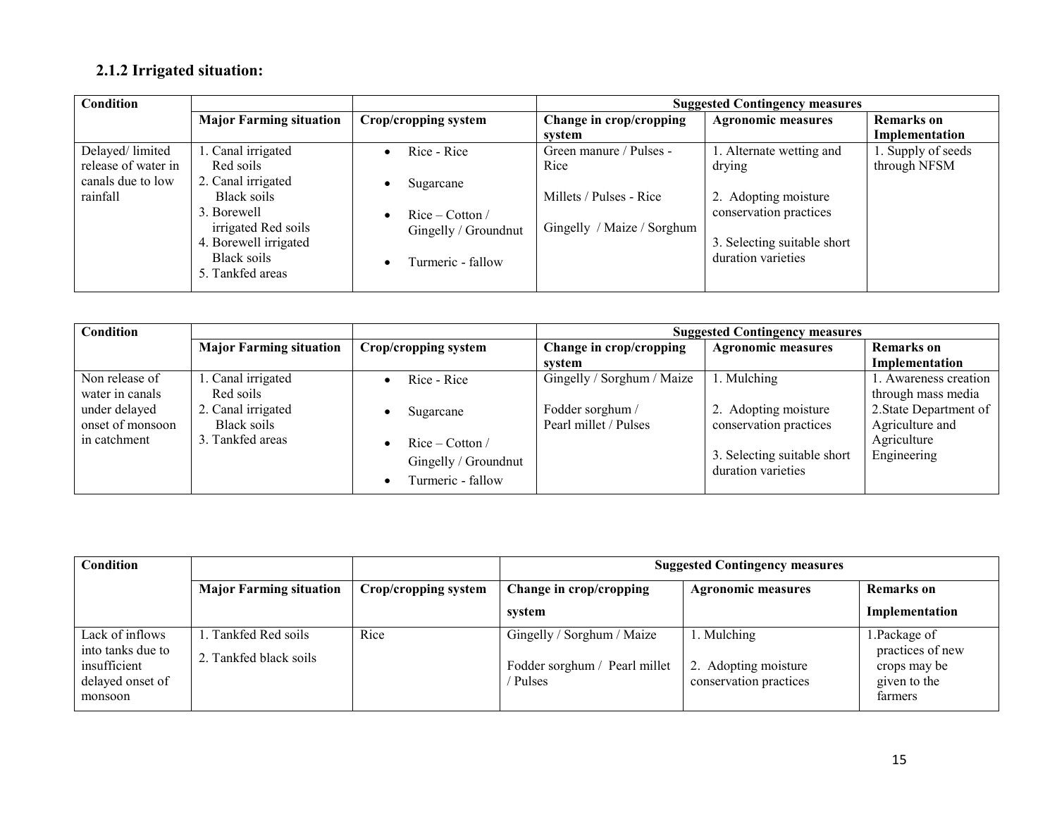### 2.1.2 Irrigated situation:

| Condition | | | Suggested Contingency measures | | |
|---|---|---|---|---|---|
| | **Major Farming situation** | **Crop/cropping system** | **Change in crop/cropping system** | **Agronomic measures** | **Remarks on Implementation** |
| Delayed/ limited release of water in canals due to low rainfall | 1. Canal irrigated Red soils<br>2. Canal irrigated Black soils<br>3. Borewell irrigated Red soils<br>4. Borewell irrigated Black soils<br>5. Tankfed areas | • Rice - Rice<br>• Sugarcane<br>• Rice – Cotton / Gingelly / Groundnut<br>• Turmeric - fallow | Green manure / Pulses - Rice<br>Millets / Pulses - Rice<br>Gingelly / Maize / Sorghum | 1. Alternate wetting and drying<br>2. Adopting moisture conservation practices<br>3. Selecting suitable short duration varieties | 1. Supply of seeds through NFSM |

| Condition | | | Suggested Contingency measures | | |
|---|---|---|---|---|---|
| | **Major Farming situation** | **Crop/cropping system** | **Change in crop/cropping system** | **Agronomic measures** | **Remarks on Implementation** |
| Non release of water in canals under delayed onset of monsoon in catchment | 1. Canal irrigated Red soils<br>2. Canal irrigated Black soils<br>3. Tankfed areas | • Rice - Rice<br>• Sugarcane<br>• Rice – Cotton / Gingelly / Groundnut<br>• Turmeric - fallow | Gingelly / Sorghum / Maize<br>Fodder sorghum / Pearl millet / Pulses | 1. Mulching<br>2. Adopting moisture conservation practices<br>3. Selecting suitable short duration varieties | 1. Awareness creation through mass media<br>2.State Department of Agriculture and Agriculture Engineering |

| Condition | | | Suggested Contingency measures | | |
|---|---|---|---|---|---|
| | **Major Farming situation** | **Crop/cropping system** | **Change in crop/cropping system** | **Agronomic measures** | **Remarks on Implementation** |
| Lack of inflows into tanks due to insufficient delayed onset of monsoon | 1. Tankfed Red soils<br>2. Tankfed black soils | Rice | Gingelly / Sorghum / Maize<br>Fodder sorghum / Pearl millet / Pulses | 1. Mulching<br>2. Adopting moisture conservation practices | 1.Package of practices of new crops may be given to the farmers |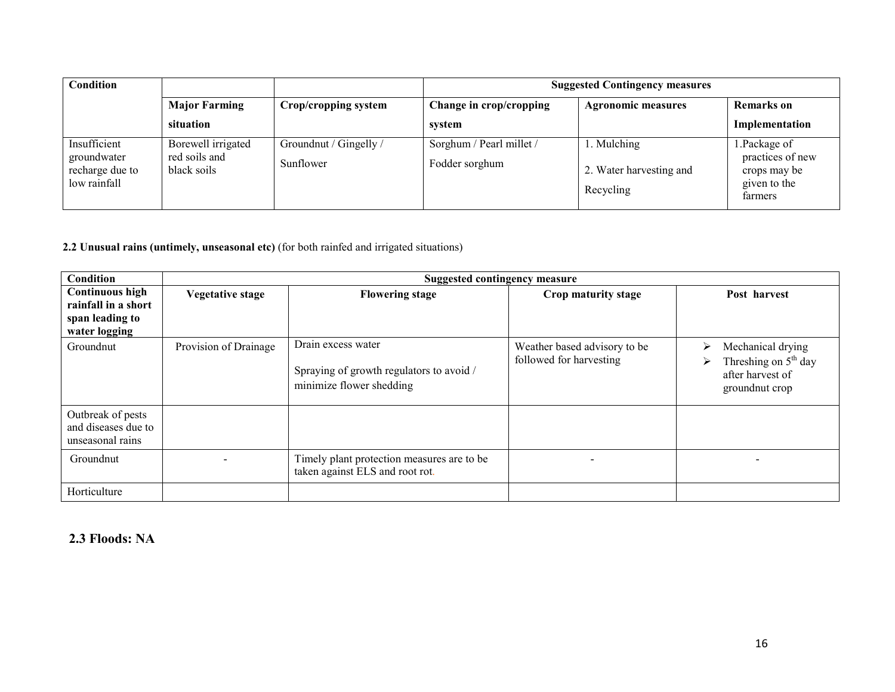| Condition | | | Suggested Contingency measures | | |
|---|---|---|---|---|---|
| | Major Farming situation | Crop/cropping system | Change in crop/cropping system | Agronomic measures | Remarks on Implementation |
| Insufficient groundwater recharge due to low rainfall | Borewell irrigated red soils and black soils | Groundnut / Gingelly / Sunflower | Sorghum / Pearl millet / Fodder sorghum | 1. Mulching<br>2. Water harvesting and Recycling | 1.Package of practices of new crops may be given to the farmers |

**2.2 Unusual rains (untimely, unseasonal etc)** (for both rainfed and irrigated situations)

| Condition | Suggested contingency measure | | | |
|---|---|---|---|---|
| **Continuous high rainfall in a short span leading to water logging** | **Vegetative stage** | **Flowering stage** | **Crop maturity stage** | **Post harvest** |
| Groundnut | Provision of Drainage | Drain excess water<br>Spraying of growth regulators to avoid / minimize flower shedding | Weather based advisory to be followed for harvesting | ➢ Mechanical drying<br>➢ Threshing on 5th day after harvest of groundnut crop |
| Outbreak of pests and diseases due to unseasonal rains | | | | |
| Groundnut | - | Timely plant protection measures are to be taken against ELS and root rot. | - | - |
| Horticulture | | | | |

## 2.3 Floods: NA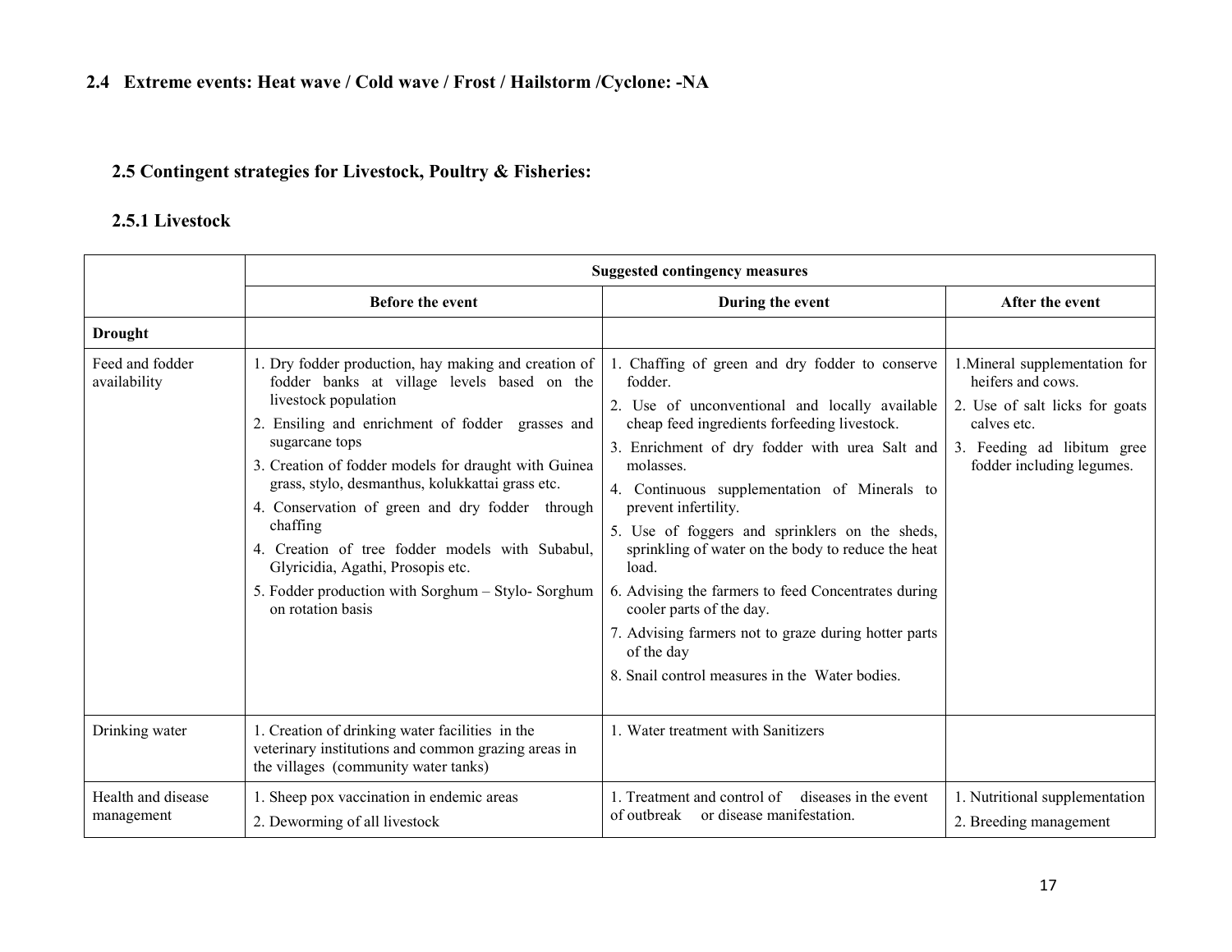## 2.4 Extreme events: Heat wave / Cold wave / Frost / Hailstorm /Cyclone: -NA

### 2.5 Contingent strategies for Livestock, Poultry & Fisheries:

### 2.5.1 Livestock

| | Suggested contingency measures | | |
|---|---|---|---|
| | **Before the event** | **During the event** | **After the event** |
| **Drought** | | | |
| Feed and fodder availability | 1. Dry fodder production, hay making and creation of fodder banks at village levels based on the livestock population<br>2. Ensiling and enrichment of fodder grasses and sugarcane tops<br>3. Creation of fodder models for draught with Guinea grass, stylo, desmanthus, kolukkattai grass etc.<br>4. Conservation of green and dry fodder through chaffing<br>4. Creation of tree fodder models with Subabul, Glyricidia, Agathi, Prosopis etc.<br>5. Fodder production with Sorghum – Stylo- Sorghum on rotation basis | 1. Chaffing of green and dry fodder to conserve fodder.<br>2. Use of unconventional and locally available cheap feed ingredients forfeeding livestock.<br>3. Enrichment of dry fodder with urea Salt and molasses.<br>4. Continuous supplementation of Minerals to prevent infertility.<br>5. Use of foggers and sprinklers on the sheds, sprinkling of water on the body to reduce the heat load.<br>6. Advising the farmers to feed Concentrates during cooler parts of the day.<br>7. Advising farmers not to graze during hotter parts of the day<br>8. Snail control measures in the Water bodies. | 1.Mineral supplementation for heifers and cows.<br>2. Use of salt licks for goats calves etc.<br>3. Feeding ad libitum gree fodder including legumes. |
| Drinking water | 1. Creation of drinking water facilities in the veterinary institutions and common grazing areas in the villages (community water tanks) | 1. Water treatment with Sanitizers | |
| Health and disease management | 1. Sheep pox vaccination in endemic areas<br>2. Deworming of all livestock | 1. Treatment and control of diseases in the event of outbreak or disease manifestation. | 1. Nutritional supplementation<br>2. Breeding management |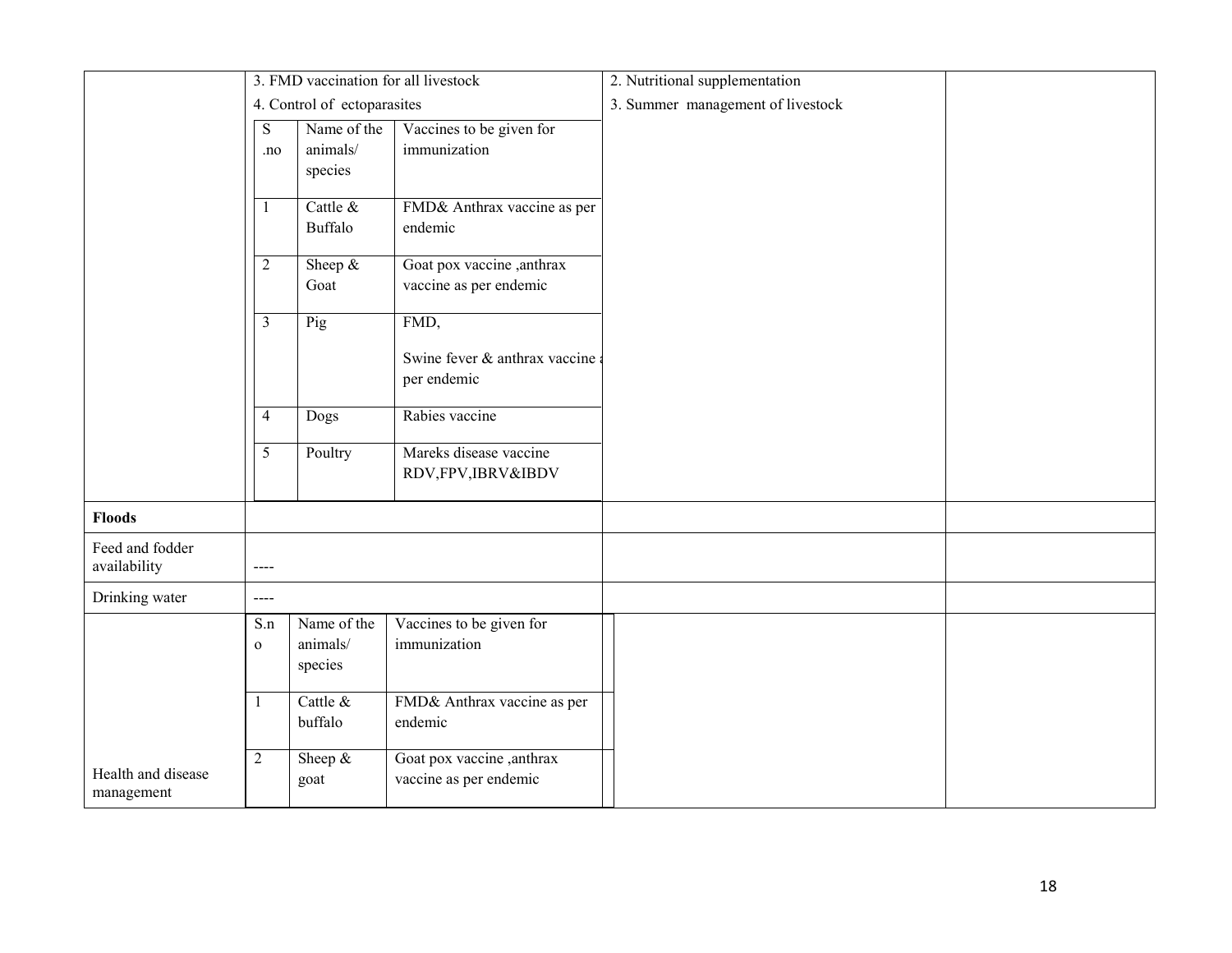| | | | |
|---|---|---|---|
| | 3. FMD vaccination for all livestock<br>4. Control of ectoparasites<br><br>S .no \| Name of the animals/ species \| Vaccines to be given for immunization<br>1 \| Cattle & Buffalo \| FMD& Anthrax vaccine as per endemic<br>2 \| Sheep & Goat \| Goat pox vaccine ,anthrax vaccine as per endemic<br>3 \| Pig \| FMD, Swine fever & anthrax vaccine as per endemic<br>4 \| Dogs \| Rabies vaccine<br>5 \| Poultry \| Mareks disease vaccine RDV,FPV,IBRV&IBDV | 2. Nutritional supplementation<br>3. Summer management of livestock | |
| **Floods** | | | |
| Feed and fodder availability | ---- | | |
| Drinking water | ---- | | |
| Health and disease management | S.no \| Name of the animals/ species \| Vaccines to be given for immunization<br>1 \| Cattle & buffalo \| FMD& Anthrax vaccine as per endemic<br>2 \| Sheep & goat \| Goat pox vaccine ,anthrax vaccine as per endemic | | |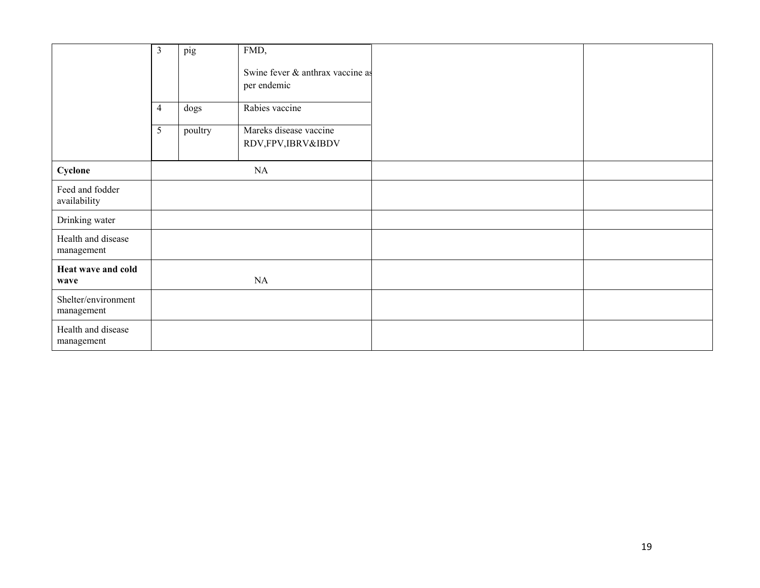| | | | | | |
|---|---|---|---|---|---|
| | 3 | pig | FMD,<br><br>Swine fever & anthrax vaccine as per endemic | | |
| | 4 | dogs | Rabies vaccine | | |
| | 5 | poultry | Mareks disease vaccine RDV,FPV,IBRV&IBDV | | |
| **Cyclone** | | NA | | | |
| Feed and fodder availability | | | | | |
| Drinking water | | | | | |
| Health and disease management | | | | | |
| **Heat wave and cold wave** | | NA | | | |
| Shelter/environment management | | | | | |
| Health and disease management | | | | | |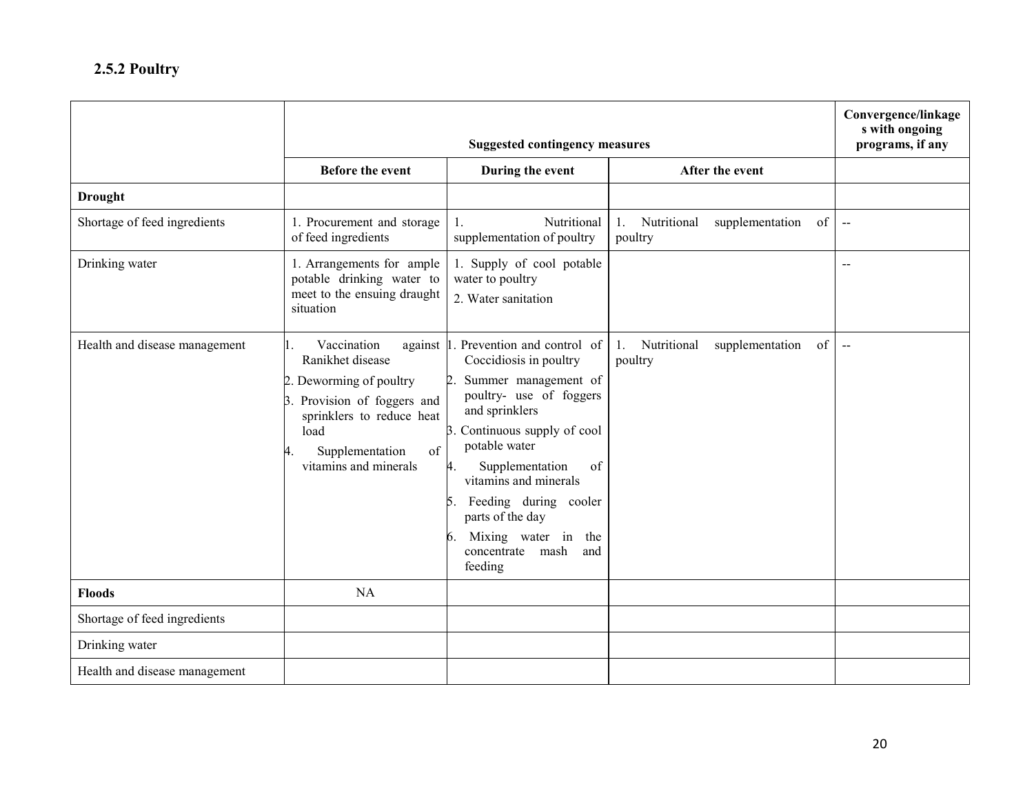### 2.5.2 Poultry

| | Suggested contingency measures | | | Convergence/linkages with ongoing programs, if any |
|---|---|---|---|---|
| | Before the event | During the event | After the event | |
| **Drought** | | | | |
| Shortage of feed ingredients | 1. Procurement and storage of feed ingredients | 1. Nutritional supplementation of poultry | 1. Nutritional supplementation of poultry | -- |
| Drinking water | 1. Arrangements for ample potable drinking water to meet to the ensuing draught situation | 1. Supply of cool potable water to poultry<br>2. Water sanitation | | -- |
| Health and disease management | 1. Vaccination against Ranikhet disease<br>2. Deworming of poultry<br>3. Provision of foggers and sprinklers to reduce heat load<br>4. Supplementation of vitamins and minerals | 1. Prevention and control of Coccidiosis in poultry<br>2. Summer management of poultry- use of foggers and sprinklers<br>3. Continuous supply of cool potable water<br>4. Supplementation of vitamins and minerals<br>5. Feeding during cooler parts of the day<br>6. Mixing water in the concentrate mash and feeding | 1. Nutritional supplementation of poultry | -- |
| **Floods** | NA | | | |
| Shortage of feed ingredients | | | | |
| Drinking water | | | | |
| Health and disease management | | | | |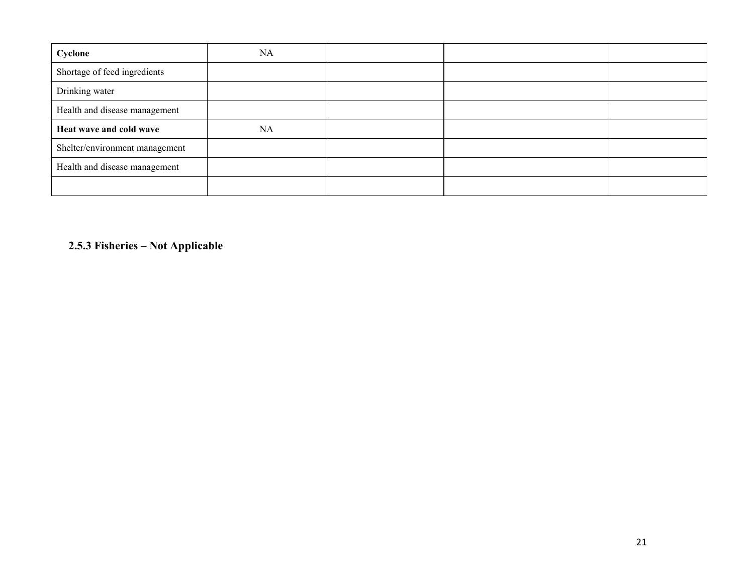| | | | | |
|---|---|---|---|---|
| **Cyclone** | NA | | | |
| Shortage of feed ingredients | | | | |
| Drinking water | | | | |
| Health and disease management | | | | |
| **Heat wave and cold wave** | NA | | | |
| Shelter/environment management | | | | |
| Health and disease management | | | | |
| | | | | |

### 2.5.3 Fisheries – Not Applicable